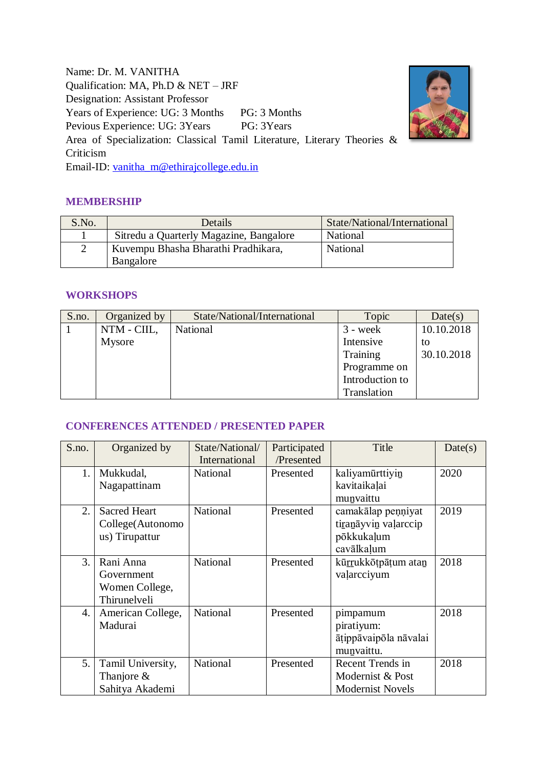Name: Dr. M. VANITHA
Qualification: MA, Ph.D & NET – JRF
Designation: Assistant Professor
Years of Experience: UG: 3 Months PG: 3 Months
Pevious Experience: UG: 3Years PG: 3Years
Area of Specialization: Classical Tamil Literature, Literary Theories & Criticism
Email-ID: vanitha_m@ethirajcollege.edu.in

## MEMBERSHIP

| S.No. | Details | State/National/International |
|---|---|---|
| 1 | Sitredu a Quarterly Magazine, Bangalore | National |
| 2 | Kuvempu Bhasha Bharathi Pradhikara, Bangalore | National |

## WORKSHOPS

| S.no. | Organized by | State/National/International | Topic | Date(s) |
|---|---|---|---|---|
| 1 | NTM - CIIL, Mysore | National | 3 - week Intensive Training Programme on Introduction to Translation | 10.10.2018 to 30.10.2018 |

## CONFERENCES ATTENDED / PRESENTED PAPER

| S.no. | Organized by | State/National/ International | Participated /Presented | Title | Date(s) |
|---|---|---|---|---|---|
| 1. | Mukkudal, Nagapattinam | National | Presented | kaliyamūrttiyiṉ kavitaikaḷai muṉvaittu | 2020 |
| 2. | Sacred Heart College(Autonomous) Tirupattur | National | Presented | camakālap peṇṇiyat tiṟaṉāyviṉ vaḷarccip pōkkukaḷum cavālkaḷum | 2019 |
| 3. | Rani Anna Government Women College, Thirunelveli | National | Presented | kūṟṟukkōṭpāṭum ataṉ vaḷarcciyum | 2018 |
| 4. | American College, Madurai | National | Presented | pimpamum piratiyum: āṭippāvaipōla nāvalai muṉvaittu. | 2018 |
| 5. | Tamil University, Thanjore & Sahitya Akademi | National | Presented | Recent Trends in Modernist & Post Modernist Novels | 2018 |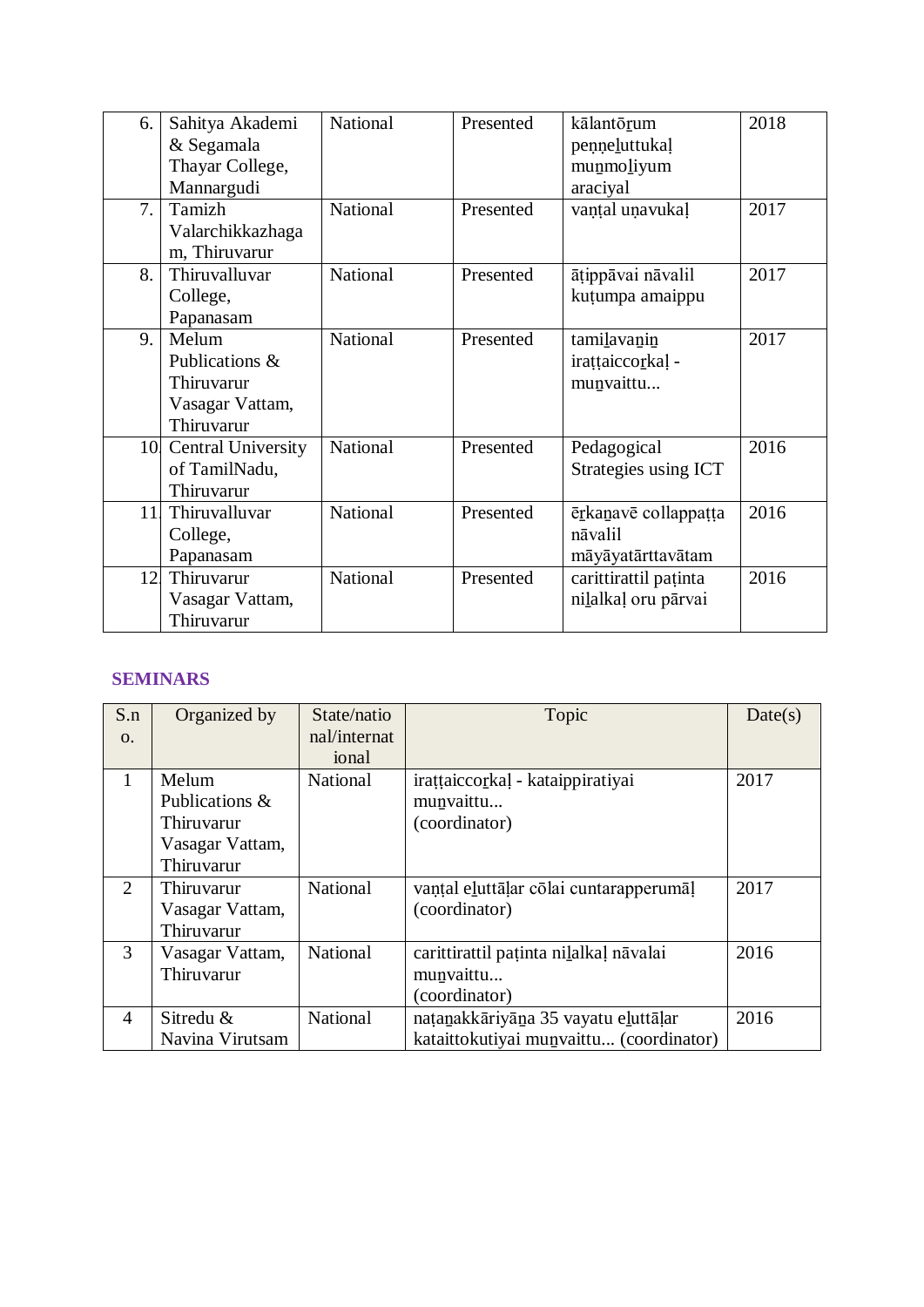| 6. | Sahitya Akademi & Segamala Thayar College, Mannargudi | National | Presented | kālantōṟum peṇṇeḻuttukaḷ muṉmoḻiyum araciyal | 2018 |
|---|---|---|---|---|---|
| 7. | Tamizh Valarchikkazhagam, Thiruvarur | National | Presented | vaṇṭal uṇavukaḷ | 2017 |
| 8. | Thiruvalluvar College, Papanasam | National | Presented | āṭippāvai nāvalil kuṭumpa amaippu | 2017 |
| 9. | Melum Publications & Thiruvarur Vasagar Vattam, Thiruvarur | National | Presented | tamiḻavaṉiṉ iraṭṭaiccoṟkaḷ - muṉvaittu... | 2017 |
| 10. | Central University of TamilNadu, Thiruvarur | National | Presented | Pedagogical Strategies using ICT | 2016 |
| 11. | Thiruvalluvar College, Papanasam | National | Presented | ēṟkaṉavē collappaṭṭa nāvalil māyāyatārttavātam | 2016 |
| 12. | Thiruvarur Vasagar Vattam, Thiruvarur | National | Presented | carittirattil paṭinta niḻalkaḷ oru pārvai | 2016 |

## SEMINARS

| S.no. | Organized by | State/national/international | Topic | Date(s) |
|---|---|---|---|---|
| 1 | Melum Publications & Thiruvarur Vasagar Vattam, Thiruvarur | National | iraṭṭaiccoṟkaḷ - kataippiratiyai muṉvaittu... (coordinator) | 2017 |
| 2 | Thiruvarur Vasagar Vattam, Thiruvarur | National | vaṇṭal eḻuttāḷar cōlai cuntarapperumāḷ (coordinator) | 2017 |
| 3 | Vasagar Vattam, Thiruvarur | National | carittirattil paṭinta niḻalkaḷ nāvalai muṉvaittu... (coordinator) | 2016 |
| 4 | Sitredu & Navina Virutsam | National | naṭaṉakkāriyāṉa 35 vayatu eḻuttāḷar kataittokutiyai muṉvaittu... (coordinator) | 2016 |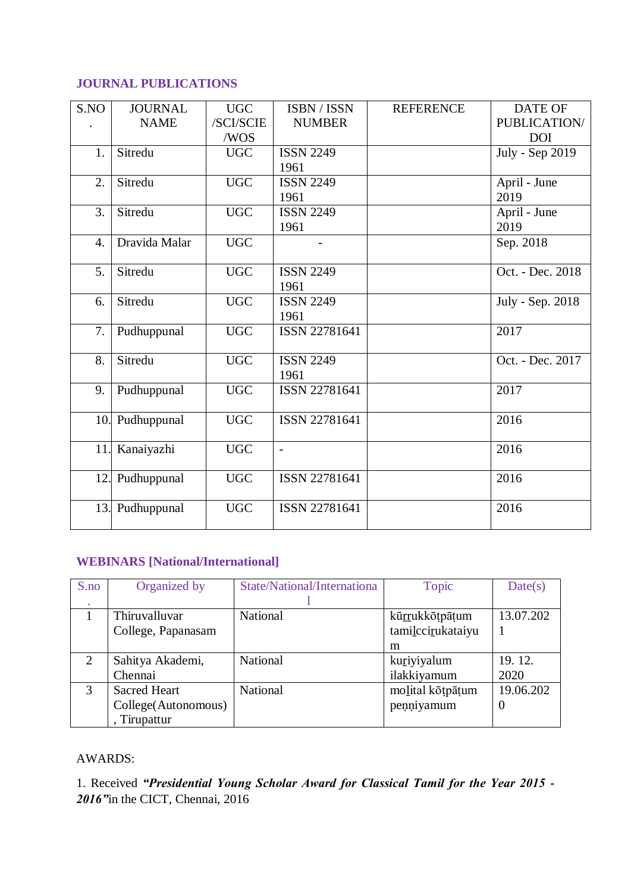## JOURNAL PUBLICATIONS

| S.NO. | JOURNAL NAME | UGC /SCI/SCIE /WOS | ISBN / ISSN NUMBER | REFERENCE | DATE OF PUBLICATION/ DOI |
|---|---|---|---|---|---|
| 1. | Sitredu | UGC | ISSN 2249 1961 | | July - Sep 2019 |
| 2. | Sitredu | UGC | ISSN 2249 1961 | | April - June 2019 |
| 3. | Sitredu | UGC | ISSN 2249 1961 | | April - June 2019 |
| 4. | Dravida Malar | UGC | - | | Sep. 2018 |
| 5. | Sitredu | UGC | ISSN 2249 1961 | | Oct. - Dec. 2018 |
| 6. | Sitredu | UGC | ISSN 2249 1961 | | July - Sep. 2018 |
| 7. | Pudhuppunal | UGC | ISSN 22781641 | | 2017 |
| 8. | Sitredu | UGC | ISSN 2249 1961 | | Oct. - Dec. 2017 |
| 9. | Pudhuppunal | UGC | ISSN 22781641 | | 2017 |
| 10. | Pudhuppunal | UGC | ISSN 22781641 | | 2016 |
| 11. | Kanaiyazhi | UGC | - | | 2016 |
| 12. | Pudhuppunal | UGC | ISSN 22781641 | | 2016 |
| 13. | Pudhuppunal | UGC | ISSN 22781641 | | 2016 |

## WEBINARS [National/International]

| S.no. | Organized by | State/National/International | Topic | Date(s) |
|---|---|---|---|---|
| 1 | Thiruvalluvar College, Papanasam | National | kūṟṟukkōṭpāṭum tamiḻcciṟukataiyum | 13.07.2021 |
| 2 | Sahitya Akademi, Chennai | National | kuṟiyiyalum ilakkiyamum | 19. 12. 2020 |
| 3 | Sacred Heart College(Autonomous), Tirupattur | National | moḻital kōṭpāṭum peṇṇiyamum | 19.06.2020 |

AWARDS:

1. Received ***"Presidential Young Scholar Award for Classical Tamil for the Year 2015 - 2016"***in the CICT, Chennai, 2016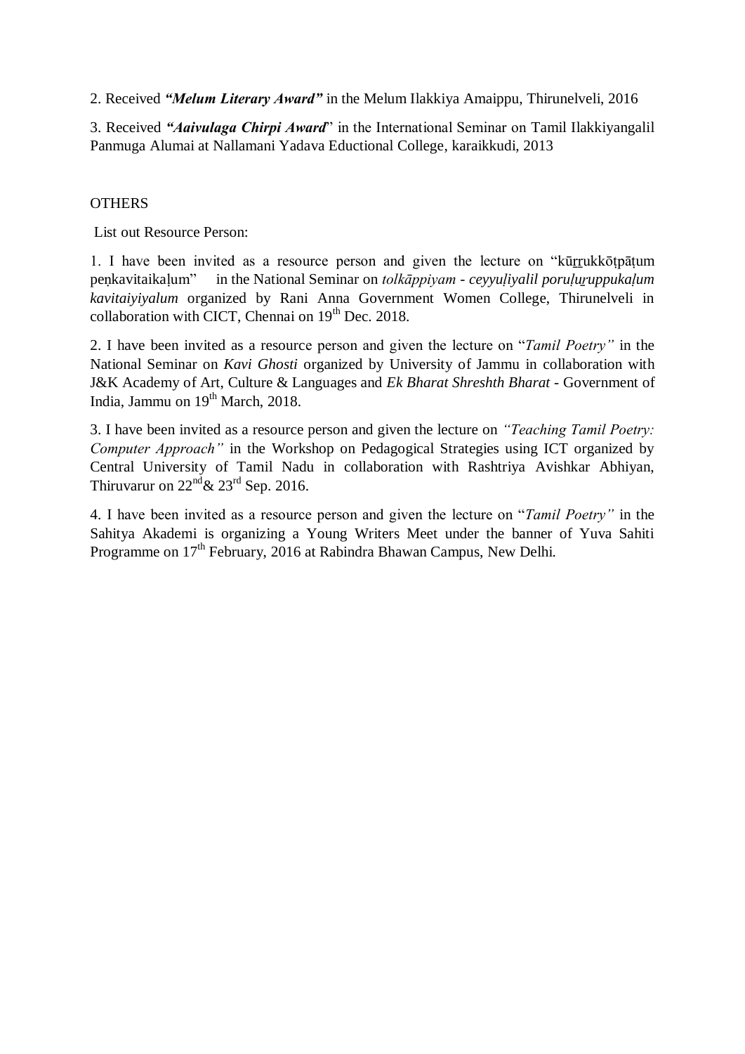2. Received ***"Melum Literary Award"*** in the Melum Ilakkiya Amaippu, Thirunelveli, 2016

3. Received ***"Aaivulaga Chirpi Award***" in the International Seminar on Tamil Ilakkiyangalil Panmuga Alumai at Nallamani Yadava Eductional College, karaikkudi, 2013

OTHERS

List out Resource Person:

1. I have been invited as a resource person and given the lecture on "kūṟṟukkōṭpāṭum peṇkavitaikaḷum" in the National Seminar on *tolkāppiyam - ceyyuḷiyalil poruḷuṟuppukaḷum kavitaiyiyalum* organized by Rani Anna Government Women College, Thirunelveli in collaboration with CICT, Chennai on 19th Dec. 2018.

2. I have been invited as a resource person and given the lecture on "*Tamil Poetry"* in the National Seminar on *Kavi Ghosti* organized by University of Jammu in collaboration with J&K Academy of Art, Culture & Languages and *Ek Bharat Shreshth Bharat* - Government of India, Jammu on 19th March, 2018.

3. I have been invited as a resource person and given the lecture on *"Teaching Tamil Poetry: Computer Approach"* in the Workshop on Pedagogical Strategies using ICT organized by Central University of Tamil Nadu in collaboration with Rashtriya Avishkar Abhiyan, Thiruvarur on 22nd & 23rd Sep. 2016.

4. I have been invited as a resource person and given the lecture on "*Tamil Poetry"* in the Sahitya Akademi is organizing a Young Writers Meet under the banner of Yuva Sahiti Programme on 17th February, 2016 at Rabindra Bhawan Campus, New Delhi.